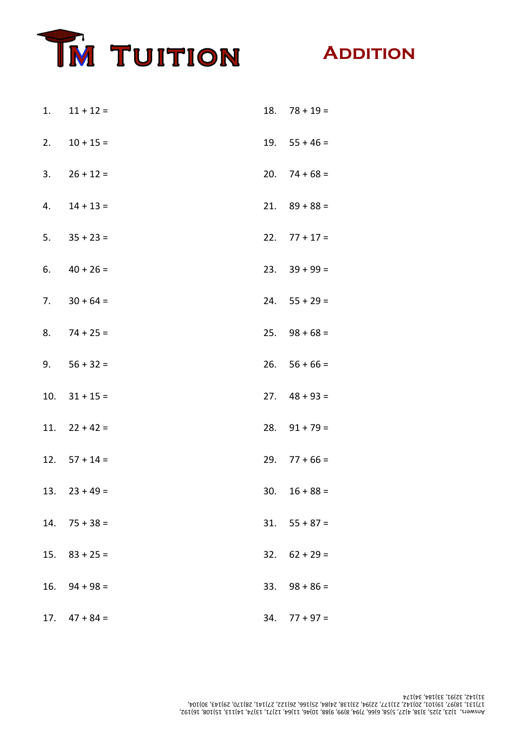# TM Tuition

## Addition

1. 11 + 12 =
2. 10 + 15 =
3. 26 + 12 =
4. 14 + 13 =
5. 35 + 23 =
6. 40 + 26 =
7. 30 + 64 =
8. 74 + 25 =
9. 56 + 32 =
10. 31 + 15 =
11. 22 + 42 =
12. 57 + 14 =
13. 23 + 49 =
14. 75 + 38 =
15. 83 + 25 =
16. 94 + 98 =
17. 47 + 84 =
18. 78 + 19 =
19. 55 + 46 =
20. 74 + 68 =
21. 89 + 88 =
22. 77 + 17 =
23. 39 + 99 =
24. 55 + 29 =
25. 98 + 68 =
26. 56 + 66 =
27. 48 + 93 =
28. 91 + 79 =
29. 77 + 66 =
30. 16 + 88 =
31. 55 + 87 =
32. 62 + 29 =
33. 98 + 86 =
34. 77 + 97 =

Answers, 1)23, 2)25, 3)38, 4)27, 5)58, 6)66, 7)94, 8)99, 9)88, 10)46, 11)64, 12)71, 13)74, 14)113, 15)108, 16)192, 17)131, 18)97, 19)101, 20)142, 21)177, 22)94, 23)138, 24)84, 25)166, 26)122, 27)141, 28)170, 29)143, 30)104, 31)142, 32)91, 33)184, 34)174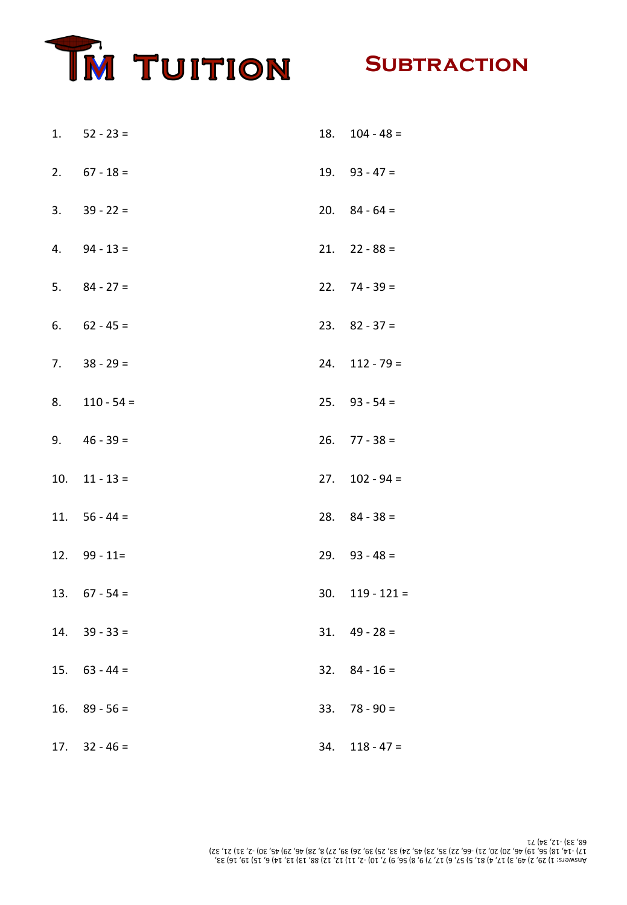# TM TUITION

## SUBTRACTION

1. 52 - 23 =
2. 67 - 18 =
3. 39 - 22 =
4. 94 - 13 =
5. 84 - 27 =
6. 62 - 45 =
7. 38 - 29 =
8. 110 - 54 =
9. 46 - 39 =
10. 11 - 13 =
11. 56 - 44 =
12. 99 - 11=
13. 67 - 54 =
14. 39 - 33 =
15. 63 - 44 =
16. 89 - 56 =
17. 32 - 46 =
18. 104 - 48 =
19. 93 - 47 =
20. 84 - 64 =
21. 22 - 88 =
22. 74 - 39 =
23. 82 - 37 =
24. 112 - 79 =
25. 93 - 54 =
26. 77 - 38 =
27. 102 - 94 =
28. 84 - 38 =
29. 93 - 48 =
30. 119 - 121 =
31. 49 - 28 =
32. 84 - 16 =
33. 78 - 90 =
34. 118 - 47 =

Answers: 1) 29, 2) 49, 3) 17, 4) 81, 5) 57, 6) 17, 7) 9, 8) 56, 9) 7, 10) -2, 11) 12, 12) 88, 13) 13, 14) 6, 15) 19, 16) 33, 17) -14, 18) 56, 19) 46, 20) 20, 21) -66, 22) 35, 23) 45, 24) 33, 25) 39, 26) 39, 27) 8, 28) 46, 29) 45, 30) -2, 31) 21, 32) 68, 33) -12, 34) 71